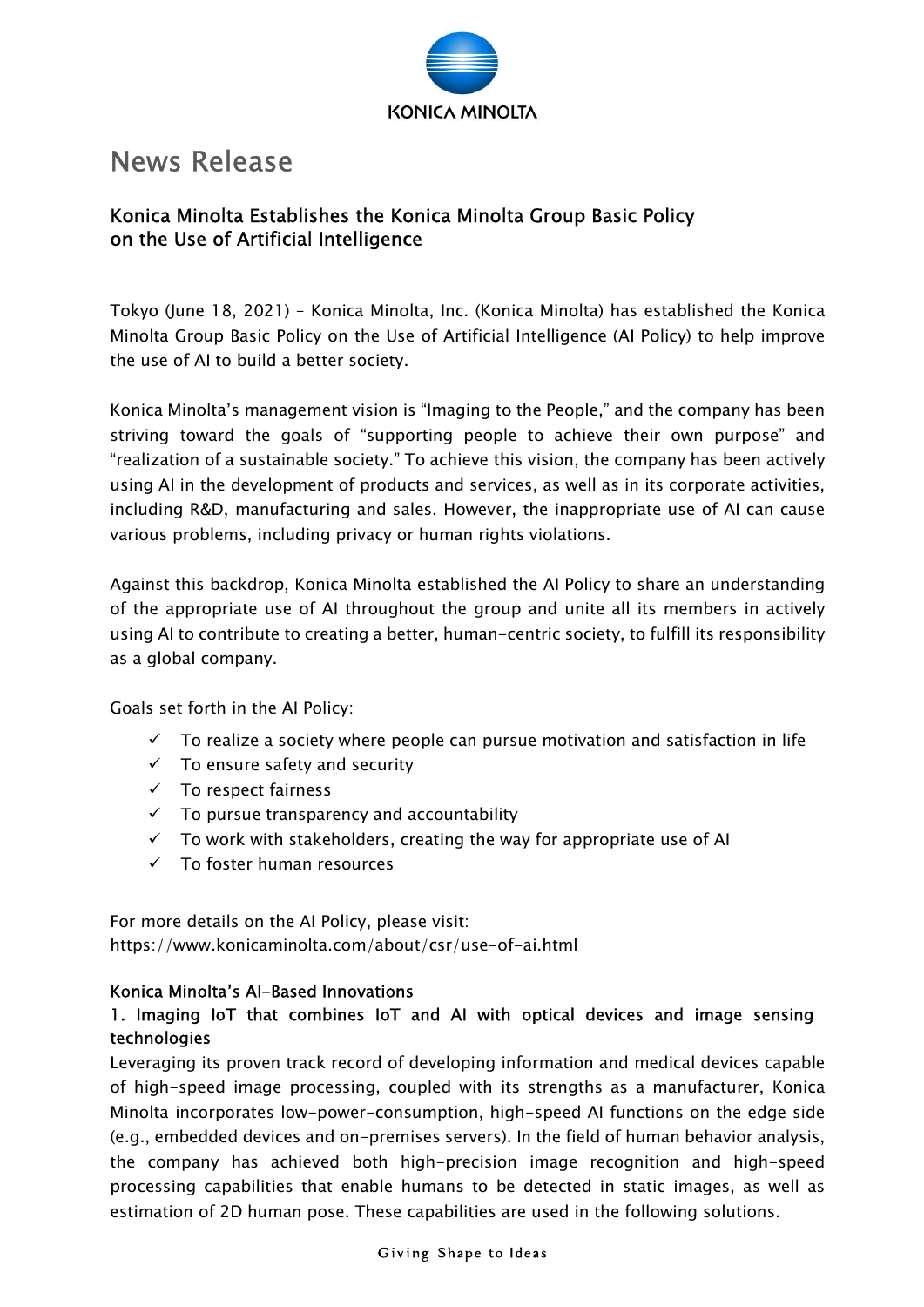KONICA MINOLTA

# News Release

## Konica Minolta Establishes the Konica Minolta Group Basic Policy on the Use of Artificial Intelligence

Tokyo (June 18, 2021) - Konica Minolta, Inc. (Konica Minolta) has established the Konica Minolta Group Basic Policy on the Use of Artificial Intelligence (AI Policy) to help improve the use of AI to build a better society.

Konica Minolta's management vision is "Imaging to the People," and the company has been striving toward the goals of "supporting people to achieve their own purpose" and "realization of a sustainable society." To achieve this vision, the company has been actively using AI in the development of products and services, as well as in its corporate activities, including R&D, manufacturing and sales. However, the inappropriate use of AI can cause various problems, including privacy or human rights violations.

Against this backdrop, Konica Minolta established the AI Policy to share an understanding of the appropriate use of AI throughout the group and unite all its members in actively using AI to contribute to creating a better, human-centric society, to fulfill its responsibility as a global company.

Goals set forth in the AI Policy:

- ✓ To realize a society where people can pursue motivation and satisfaction in life
- ✓ To ensure safety and security
- ✓ To respect fairness
- ✓ To pursue transparency and accountability
- ✓ To work with stakeholders, creating the way for appropriate use of AI
- ✓ To foster human resources

For more details on the AI Policy, please visit:
https://www.konicaminolta.com/about/csr/use-of-ai.html

### Konica Minolta's AI-Based Innovations

#### 1. Imaging IoT that combines IoT and AI with optical devices and image sensing technologies

Leveraging its proven track record of developing information and medical devices capable of high-speed image processing, coupled with its strengths as a manufacturer, Konica Minolta incorporates low-power-consumption, high-speed AI functions on the edge side (e.g., embedded devices and on-premises servers). In the field of human behavior analysis, the company has achieved both high-precision image recognition and high-speed processing capabilities that enable humans to be detected in static images, as well as estimation of 2D human pose. These capabilities are used in the following solutions.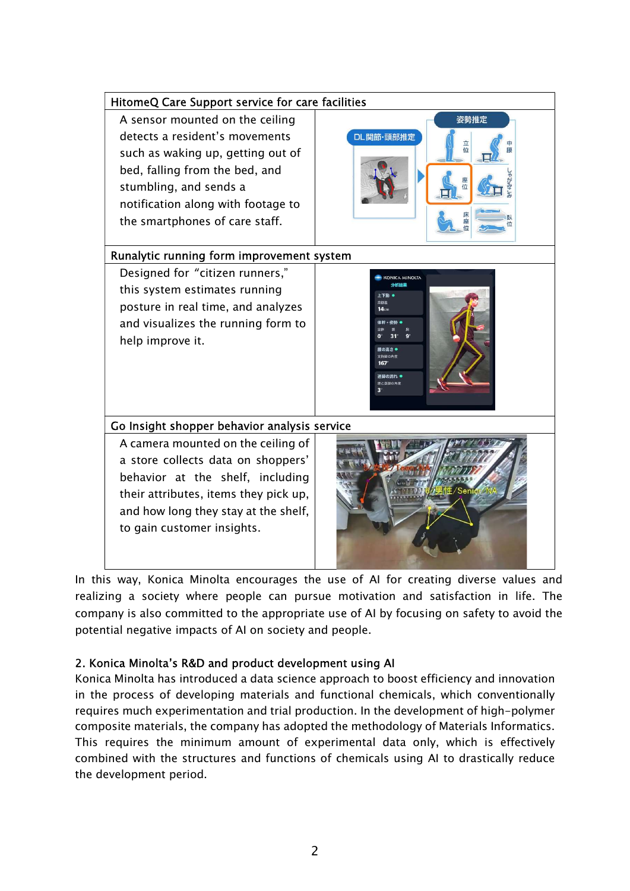| HitomeQ Care Support service for care facilities | |
|---|---|
| A sensor mounted on the ceiling detects a resident's movements such as waking up, getting out of bed, falling from the bed, and stumbling, and sends a notification along with footage to the smartphones of care staff. | |

| Runalytic running form improvement system | |
|---|---|
| Designed for "citizen runners," this system estimates running posture in real time, and analyzes and visualizes the running form to help improve it. | |

| Go Insight shopper behavior analysis service | |
|---|---|
| A camera mounted on the ceiling of a store collects data on shoppers' behavior at the shelf, including their attributes, items they pick up, and how long they stay at the shelf, to gain customer insights. | |

In this way, Konica Minolta encourages the use of AI for creating diverse values and realizing a society where people can pursue motivation and satisfaction in life. The company is also committed to the appropriate use of AI by focusing on safety to avoid the potential negative impacts of AI on society and people.

## 2. Konica Minolta's R&D and product development using AI

Konica Minolta has introduced a data science approach to boost efficiency and innovation in the process of developing materials and functional chemicals, which conventionally requires much experimentation and trial production. In the development of high-polymer composite materials, the company has adopted the methodology of Materials Informatics. This requires the minimum amount of experimental data only, which is effectively combined with the structures and functions of chemicals using AI to drastically reduce the development period.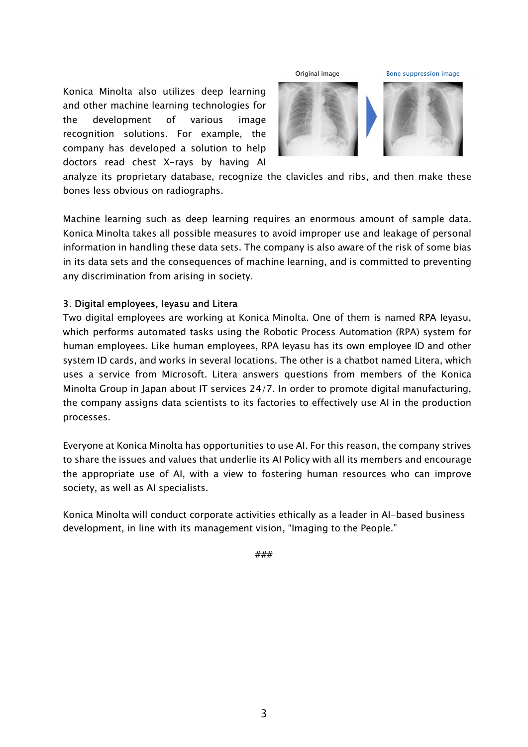Konica Minolta also utilizes deep learning and other machine learning technologies for the development of various image recognition solutions. For example, the company has developed a solution to help doctors read chest X-rays by having AI analyze its proprietary database, recognize the clavicles and ribs, and then make these bones less obvious on radiographs.

Original image

Bone suppression image

Machine learning such as deep learning requires an enormous amount of sample data. Konica Minolta takes all possible measures to avoid improper use and leakage of personal information in handling these data sets. The company is also aware of the risk of some bias in its data sets and the consequences of machine learning, and is committed to preventing any discrimination from arising in society.

### 3. Digital employees, Ieyasu and Litera

Two digital employees are working at Konica Minolta. One of them is named RPA Ieyasu, which performs automated tasks using the Robotic Process Automation (RPA) system for human employees. Like human employees, RPA Ieyasu has its own employee ID and other system ID cards, and works in several locations. The other is a chatbot named Litera, which uses a service from Microsoft. Litera answers questions from members of the Konica Minolta Group in Japan about IT services 24/7. In order to promote digital manufacturing, the company assigns data scientists to its factories to effectively use AI in the production processes.

Everyone at Konica Minolta has opportunities to use AI. For this reason, the company strives to share the issues and values that underlie its AI Policy with all its members and encourage the appropriate use of AI, with a view to fostering human resources who can improve society, as well as AI specialists.

Konica Minolta will conduct corporate activities ethically as a leader in AI-based business development, in line with its management vision, "Imaging to the People."

###